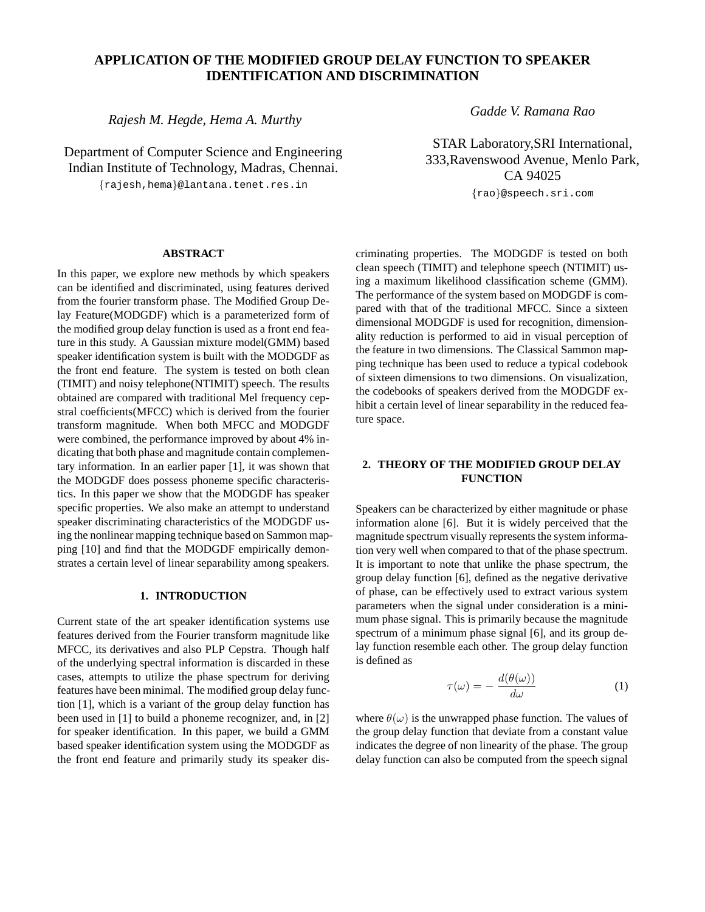# APPLICATION OF THE MODIFIED GROUP DELAY FUNCTION TO SPEAKER IDENTIFICATION AND DISCRIMINATION

*Rajesh M. Hegde, Hema A. Murthy*

Department of Computer Science and Engineering
Indian Institute of Technology, Madras, Chennai.
{rajesh,hema}@lantana.tenet.res.in

*Gadde V. Ramana Rao*

STAR Laboratory,SRI International,
333,Ravenswood Avenue, Menlo Park,
CA 94025
{rao}@speech.sri.com

## ABSTRACT

In this paper, we explore new methods by which speakers can be identified and discriminated, using features derived from the fourier transform phase. The Modified Group Delay Feature(MODGDF) which is a parameterized form of the modified group delay function is used as a front end feature in this study. A Gaussian mixture model(GMM) based speaker identification system is built with the MODGDF as the front end feature. The system is tested on both clean (TIMIT) and noisy telephone(NTIMIT) speech. The results obtained are compared with traditional Mel frequency cepstral coefficients(MFCC) which is derived from the fourier transform magnitude. When both MFCC and MODGDF were combined, the performance improved by about 4% indicating that both phase and magnitude contain complementary information. In an earlier paper [1], it was shown that the MODGDF does possess phoneme specific characteristics. In this paper we show that the MODGDF has speaker specific properties. We also make an attempt to understand speaker discriminating characteristics of the MODGDF using the nonlinear mapping technique based on Sammon mapping [10] and find that the MODGDF empirically demonstrates a certain level of linear separability among speakers.

## 1. INTRODUCTION

Current state of the art speaker identification systems use features derived from the Fourier transform magnitude like MFCC, its derivatives and also PLP Cepstra. Though half of the underlying spectral information is discarded in these cases, attempts to utilize the phase spectrum for deriving features have been minimal. The modified group delay function [1], which is a variant of the group delay function has been used in [1] to build a phoneme recognizer, and, in [2] for speaker identification. In this paper, we build a GMM based speaker identification system using the MODGDF as the front end feature and primarily study its speaker discriminating properties. The MODGDF is tested on both clean speech (TIMIT) and telephone speech (NTIMIT) using a maximum likelihood classification scheme (GMM). The performance of the system based on MODGDF is compared with that of the traditional MFCC. Since a sixteen dimensional MODGDF is used for recognition, dimensionality reduction is performed to aid in visual perception of the feature in two dimensions. The Classical Sammon mapping technique has been used to reduce a typical codebook of sixteen dimensions to two dimensions. On visualization, the codebooks of speakers derived from the MODGDF exhibit a certain level of linear separability in the reduced feature space.

## 2. THEORY OF THE MODIFIED GROUP DELAY FUNCTION

Speakers can be characterized by either magnitude or phase information alone [6]. But it is widely perceived that the magnitude spectrum visually represents the system information very well when compared to that of the phase spectrum. It is important to note that unlike the phase spectrum, the group delay function [6], defined as the negative derivative of phase, can be effectively used to extract various system parameters when the signal under consideration is a minimum phase signal. This is primarily because the magnitude spectrum of a minimum phase signal [6], and its group delay function resemble each other. The group delay function is defined as

$$\tau(\omega) = -\frac{d(\theta(\omega))}{d\omega} \tag{1}$$

where $\theta(\omega)$ is the unwrapped phase function. The values of the group delay function that deviate from a constant value indicates the degree of non linearity of the phase. The group delay function can also be computed from the speech signal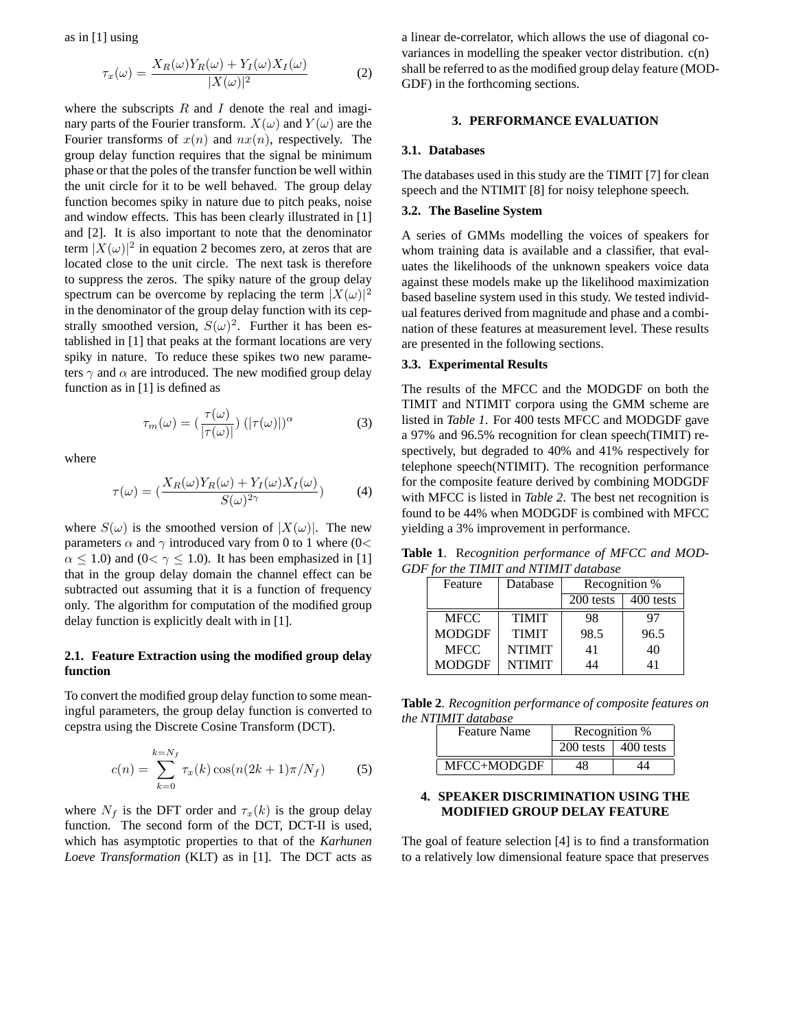as in [1] using

$$\tau_x(\omega) = \frac{X_R(\omega)Y_R(\omega) + Y_I(\omega)X_I(\omega)}{|X(\omega)|^2} \quad (2)$$

where the subscripts $R$ and $I$ denote the real and imaginary parts of the Fourier transform. $X(\omega)$ and $Y(\omega)$ are the Fourier transforms of $x(n)$ and $nx(n)$, respectively. The group delay function requires that the signal be minimum phase or that the poles of the transfer function be well within the unit circle for it to be well behaved. The group delay function becomes spiky in nature due to pitch peaks, noise and window effects. This has been clearly illustrated in [1] and [2]. It is also important to note that the denominator term $|X(\omega)|^2$ in equation 2 becomes zero, at zeros that are located close to the unit circle. The next task is therefore to suppress the zeros. The spiky nature of the group delay spectrum can be overcome by replacing the term $|X(\omega)|^2$ in the denominator of the group delay function with its cepstrally smoothed version, $S(\omega)^2$. Further it has been established in [1] that peaks at the formant locations are very spiky in nature. To reduce these spikes two new parameters $\gamma$ and $\alpha$ are introduced. The new modified group delay function as in [1] is defined as

$$\tau_m(\omega) = (\frac{\tau(\omega)}{|\tau(\omega)|})\,(|\tau(\omega)|)^{\alpha} \quad (3)$$

where

$$\tau(\omega) = (\frac{X_R(\omega)Y_R(\omega) + Y_I(\omega)X_I(\omega)}{S(\omega)^{2\gamma}}) \quad (4)$$

where $S(\omega)$ is the smoothed version of $|X(\omega)|$. The new parameters $\alpha$ and $\gamma$ introduced vary from 0 to 1 where ($0 < \alpha \leq 1.0$) and ($0 < \gamma \leq 1.0$). It has been emphasized in [1] that in the group delay domain the channel effect can be subtracted out assuming that it is a function of frequency only. The algorithm for computation of the modified group delay function is explicitly dealt with in [1].

### 2.1. Feature Extraction using the modified group delay function

To convert the modified group delay function to some meaningful parameters, the group delay function is converted to cepstra using the Discrete Cosine Transform (DCT).

$$c(n) = \sum_{k=0}^{k=N_f} \tau_x(k)\cos(n(2k+1)\pi/N_f) \quad (5)$$

where $N_f$ is the DFT order and $\tau_x(k)$ is the group delay function. The second form of the DCT, DCT-II is used, which has asymptotic properties to that of the *Karhunen Loeve Transformation* (KLT) as in [1]. The DCT acts as a linear de-correlator, which allows the use of diagonal covariances in modelling the speaker vector distribution. c(n) shall be referred to as the modified group delay feature (MODGDF) in the forthcoming sections.

## 3. PERFORMANCE EVALUATION

### 3.1. Databases

The databases used in this study are the TIMIT [7] for clean speech and the NTIMIT [8] for noisy telephone speech.

### 3.2. The Baseline System

A series of GMMs modelling the voices of speakers for whom training data is available and a classifier, that evaluates the likelihoods of the unknown speakers voice data against these models make up the likelihood maximization based baseline system used in this study. We tested individual features derived from magnitude and phase and a combination of these features at measurement level. These results are presented in the following sections.

### 3.3. Experimental Results

The results of the MFCC and the MODGDF on both the TIMIT and NTIMIT corpora using the GMM scheme are listed in *Table 1*. For 400 tests MFCC and MODGDF gave a 97% and 96.5% recognition for clean speech(TIMIT) respectively, but degraded to 40% and 41% respectively for telephone speech(NTIMIT). The recognition performance for the composite feature derived by combining MODGDF with MFCC is listed in *Table 2*. The best net recognition is found to be 44% when MODGDF is combined with MFCC yielding a 3% improvement in performance.

**Table 1**. R*ecognition performance of MFCC and MODGDF for the TIMIT and NTIMIT database*

| Feature | Database | Recognition % | |
|---|---|---|---|
| | | 200 tests | 400 tests |
| MFCC | TIMIT | 98 | 97 |
| MODGDF | TIMIT | 98.5 | 96.5 |
| MFCC | NTIMIT | 41 | 40 |
| MODGDF | NTIMIT | 44 | 41 |

**Table 2**. *Recognition performance of composite features on the NTIMIT database*

| Feature Name | Recognition % | |
|---|---|---|
| | 200 tests | 400 tests |
| MFCC+MODGDF | 48 | 44 |

## 4. SPEAKER DISCRIMINATION USING THE MODIFIED GROUP DELAY FEATURE

The goal of feature selection [4] is to find a transformation to a relatively low dimensional feature space that preserves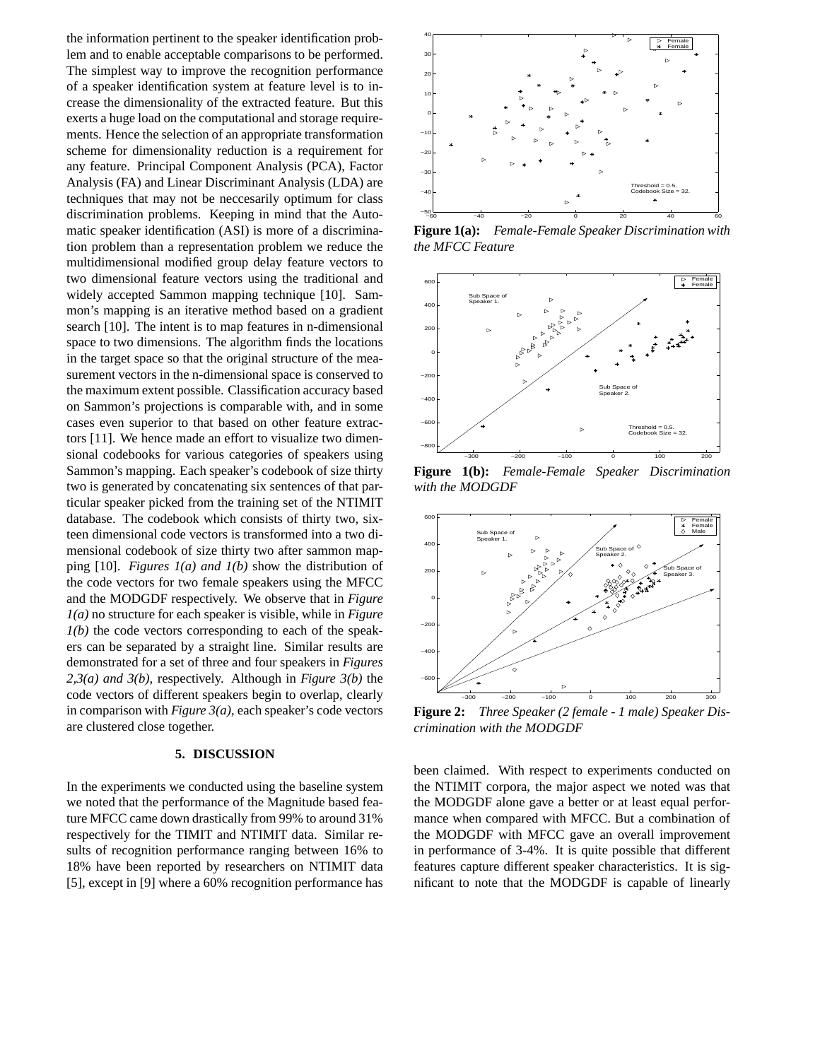the information pertinent to the speaker identification problem and to enable acceptable comparisons to be performed. The simplest way to improve the recognition performance of a speaker identification system at feature level is to increase the dimensionality of the extracted feature. But this exerts a huge load on the computational and storage requirements. Hence the selection of an appropriate transformation scheme for dimensionality reduction is a requirement for any feature. Principal Component Analysis (PCA), Factor Analysis (FA) and Linear Discriminant Analysis (LDA) are techniques that may not be neccesarily optimum for class discrimination problems. Keeping in mind that the Automatic speaker identification (ASI) is more of a discrimination problem than a representation problem we reduce the multidimensional modified group delay feature vectors to two dimensional feature vectors using the traditional and widely accepted Sammon mapping technique [10]. Sammon's mapping is an iterative method based on a gradient search [10]. The intent is to map features in n-dimensional space to two dimensions. The algorithm finds the locations in the target space so that the original structure of the measurement vectors in the n-dimensional space is conserved to the maximum extent possible. Classification accuracy based on Sammon's projections is comparable with, and in some cases even superior to that based on other feature extractors [11]. We hence made an effort to visualize two dimensional codebooks for various categories of speakers using Sammon's mapping. Each speaker's codebook of size thirty two is generated by concatenating six sentences of that particular speaker picked from the training set of the NTIMIT database. The codebook which consists of thirty two, sixteen dimensional code vectors is transformed into a two dimensional codebook of size thirty two after sammon mapping [10]. *Figures 1(a) and 1(b)* show the distribution of the code vectors for two female speakers using the MFCC and the MODGDF respectively. We observe that in *Figure 1(a)* no structure for each speaker is visible, while in *Figure 1(b)* the code vectors corresponding to each of the speakers can be separated by a straight line. Similar results are demonstrated for a set of three and four speakers in *Figures 2,3(a) and 3(b)*, respectively. Although in *Figure 3(b)* the code vectors of different speakers begin to overlap, clearly in comparison with *Figure 3(a)*, each speaker's code vectors are clustered close together.

**Figure 1(a):** *Female-Female Speaker Discrimination with the MFCC Feature*

**Figure 1(b):** *Female-Female Speaker Discrimination with the MODGDF*

**Figure 2:** *Three Speaker (2 female - 1 male) Speaker Discrimination with the MODGDF*

## 5. DISCUSSION

In the experiments we conducted using the baseline system we noted that the performance of the Magnitude based feature MFCC came down drastically from 99% to around 31% respectively for the TIMIT and NTIMIT data. Similar results of recognition performance ranging between 16% to 18% have been reported by researchers on NTIMIT data [5], except in [9] where a 60% recognition performance has been claimed. With respect to experiments conducted on the NTIMIT corpora, the major aspect we noted was that the MODGDF alone gave a better or at least equal performance when compared with MFCC. But a combination of the MODGDF with MFCC gave an overall improvement in performance of 3-4%. It is quite possible that different features capture different speaker characteristics. It is significant to note that the MODGDF is capable of linearly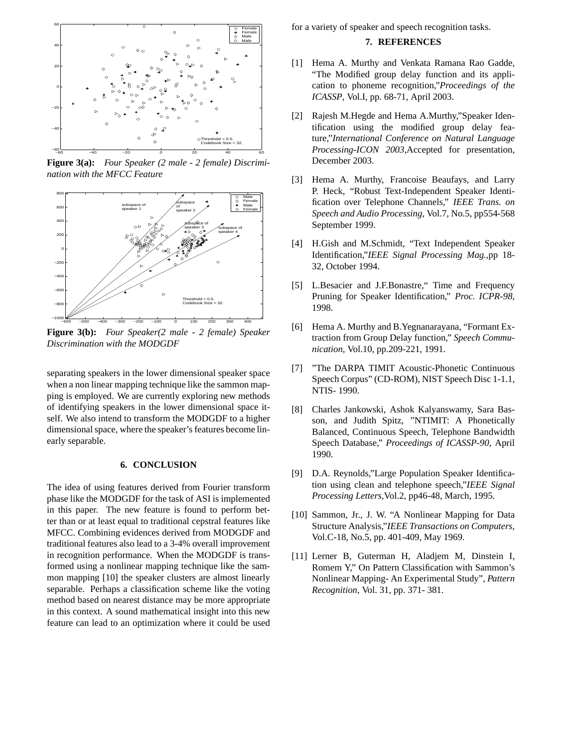Female
Female
Male
Male

Threshold = 0.5.
Codebook Size = 32.

**Figure 3(a):** *Four Speaker (2 male - 2 female) Discrimination with the MFCC Feature*

Male
Female
Male
Female

subspace of speaker 1
subspace of speaker 2
subspace of speaker 3
subspace of speaker 4

Threshold = 0.5.
Codebook Size = 32.

**Figure 3(b):** *Four Speaker(2 male - 2 female) Speaker Discrimination with the MODGDF*

separating speakers in the lower dimensional speaker space when a non linear mapping technique like the sammon mapping is employed. We are currently exploring new methods of identifying speakers in the lower dimensional space itself. We also intend to transform the MODGDF to a higher dimensional space, where the speaker's features become linearly separable.

## 6. CONCLUSION

The idea of using features derived from Fourier transform phase like the MODGDF for the task of ASI is implemented in this paper. The new feature is found to perform better than or at least equal to traditional cepstral features like MFCC. Combining evidences derived from MODGDF and traditional features also lead to a 3-4% overall improvement in recognition performance. When the MODGDF is transformed using a nonlinear mapping technique like the sammon mapping [10] the speaker clusters are almost linearly separable. Perhaps a classification scheme like the voting method based on nearest distance may be more appropriate in this context. A sound mathematical insight into this new feature can lead to an optimization where it could be used for a variety of speaker and speech recognition tasks.

## 7. REFERENCES

[1] Hema A. Murthy and Venkata Ramana Rao Gadde, "The Modified group delay function and its application to phoneme recognition,"*Proceedings of the ICASSP*, Vol.I, pp. 68-71, April 2003.

[2] Rajesh M.Hegde and Hema A.Murthy,"Speaker Identification using the modified group delay feature,"*International Conference on Natural Language Processing-ICON 2003*,Accepted for presentation, December 2003.

[3] Hema A. Murthy, Francoise Beaufays, and Larry P. Heck, "Robust Text-Independent Speaker Identification over Telephone Channels," *IEEE Trans. on Speech and Audio Processing*, Vol.7, No.5, pp554-568 September 1999.

[4] H.Gish and M.Schmidt, "Text Independent Speaker Identification,"*IEEE Signal Processing Mag.*,pp 18-32, October 1994.

[5] L.Besacier and J.F.Bonastre," Time and Frequency Pruning for Speaker Identification," *Proc. ICPR-98*, 1998.

[6] Hema A. Murthy and B.Yegnanarayana, "Formant Extraction from Group Delay function," *Speech Communication*, Vol.10, pp.209-221, 1991.

[7] "The DARPA TIMIT Acoustic-Phonetic Continuous Speech Corpus" (CD-ROM), NIST Speech Disc 1-1.1, NTIS- 1990.

[8] Charles Jankowski, Ashok Kalyanswamy, Sara Basson, and Judith Spitz, "NTIMIT: A Phonetically Balanced, Continuous Speech, Telephone Bandwidth Speech Database," *Proceedings of ICASSP-90*, April 1990.

[9] D.A. Reynolds,"Large Population Speaker Identification using clean and telephone speech,"*IEEE Signal Processing Letters*,Vol.2, pp46-48, March, 1995.

[10] Sammon, Jr., J. W. "A Nonlinear Mapping for Data Structure Analysis,"*IEEE Transactions on Computers*, Vol.C-18, No.5, pp. 401-409, May 1969.

[11] Lerner B, Guterman H, Aladjem M, Dinstein I, Romem Y," On Pattern Classification with Sammon's Nonlinear Mapping- An Experimental Study", *Pattern Recognition*, Vol. 31, pp. 371- 381.